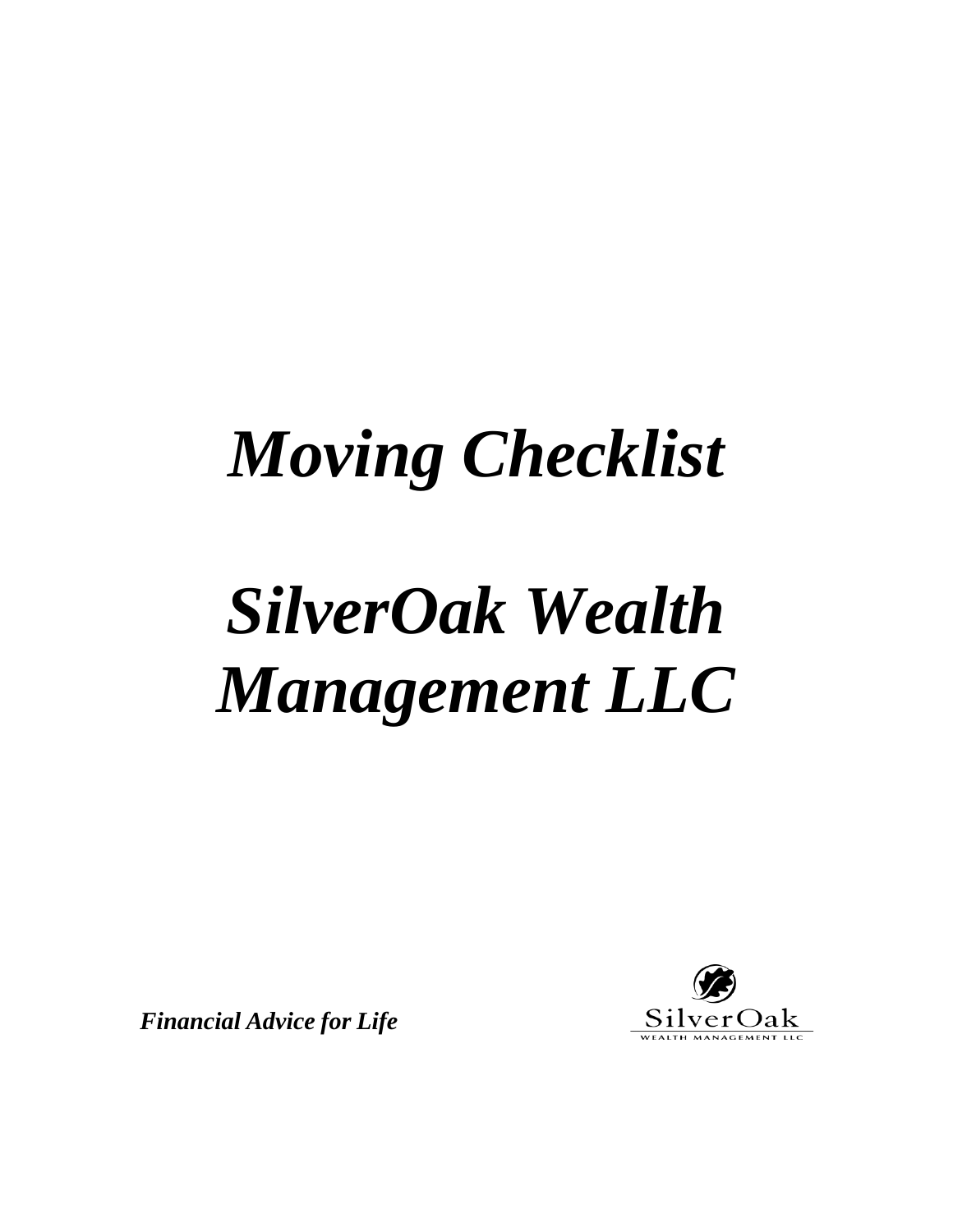# *Moving Checklist*

# *SilverOak Wealth Management LLC*

***Financial Advice for Life***

SilverOak
WEALTH MANAGEMENT LLC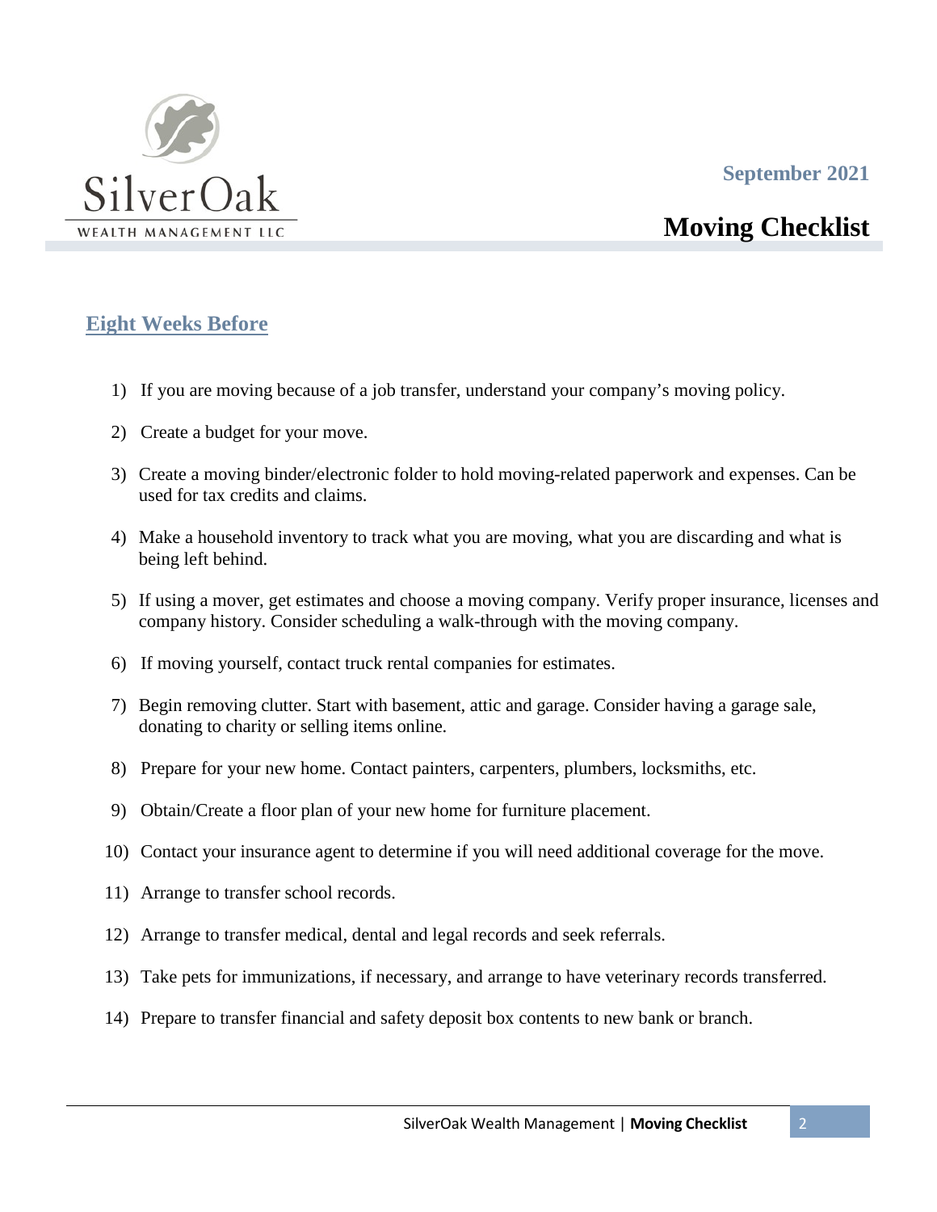SilverOak
WEALTH MANAGEMENT LLC

September 2021

# Moving Checklist

## Eight Weeks Before

1) If you are moving because of a job transfer, understand your company's moving policy.
2) Create a budget for your move.
3) Create a moving binder/electronic folder to hold moving-related paperwork and expenses. Can be used for tax credits and claims.
4) Make a household inventory to track what you are moving, what you are discarding and what is being left behind.
5) If using a mover, get estimates and choose a moving company. Verify proper insurance, licenses and company history. Consider scheduling a walk-through with the moving company.
6) If moving yourself, contact truck rental companies for estimates.
7) Begin removing clutter. Start with basement, attic and garage. Consider having a garage sale, donating to charity or selling items online.
8) Prepare for your new home. Contact painters, carpenters, plumbers, locksmiths, etc.
9) Obtain/Create a floor plan of your new home for furniture placement.
10) Contact your insurance agent to determine if you will need additional coverage for the move.
11) Arrange to transfer school records.
12) Arrange to transfer medical, dental and legal records and seek referrals.
13) Take pets for immunizations, if necessary, and arrange to have veterinary records transferred.
14) Prepare to transfer financial and safety deposit box contents to new bank or branch.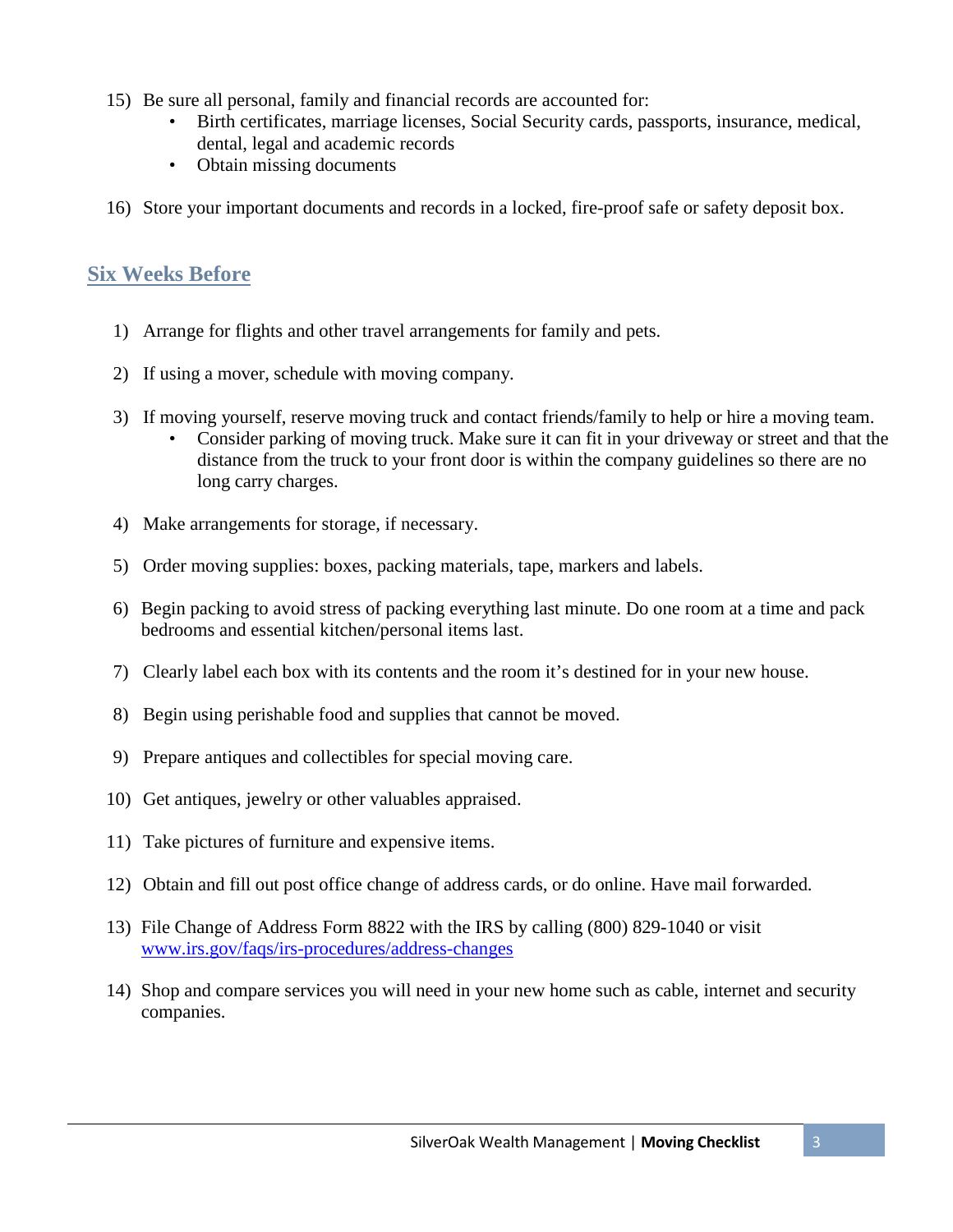15) Be sure all personal, family and financial records are accounted for:
    - Birth certificates, marriage licenses, Social Security cards, passports, insurance, medical, dental, legal and academic records
    - Obtain missing documents

16) Store your important documents and records in a locked, fire-proof safe or safety deposit box.

## Six Weeks Before

1) Arrange for flights and other travel arrangements for family and pets.

2) If using a mover, schedule with moving company.

3) If moving yourself, reserve moving truck and contact friends/family to help or hire a moving team.
    - Consider parking of moving truck. Make sure it can fit in your driveway or street and that the distance from the truck to your front door is within the company guidelines so there are no long carry charges.

4) Make arrangements for storage, if necessary.

5) Order moving supplies: boxes, packing materials, tape, markers and labels.

6) Begin packing to avoid stress of packing everything last minute. Do one room at a time and pack bedrooms and essential kitchen/personal items last.

7) Clearly label each box with its contents and the room it's destined for in your new house.

8) Begin using perishable food and supplies that cannot be moved.

9) Prepare antiques and collectibles for special moving care.

10) Get antiques, jewelry or other valuables appraised.

11) Take pictures of furniture and expensive items.

12) Obtain and fill out post office change of address cards, or do online. Have mail forwarded.

13) File Change of Address Form 8822 with the IRS by calling (800) 829-1040 or visit [www.irs.gov/faqs/irs-procedures/address-changes](www.irs.gov/faqs/irs-procedures/address-changes)

14) Shop and compare services you will need in your new home such as cable, internet and security companies.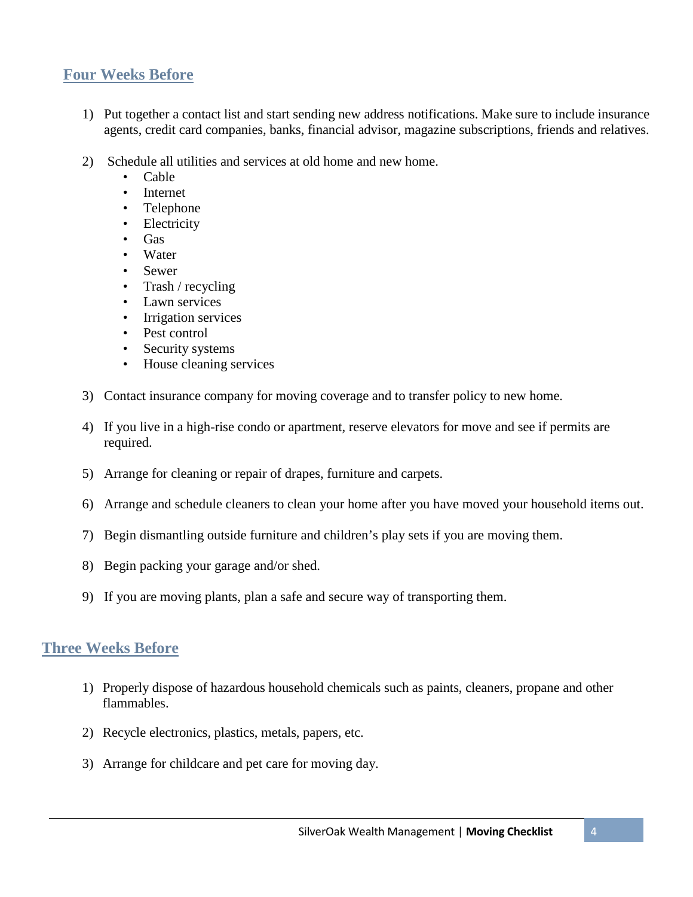## Four Weeks Before

1) Put together a contact list and start sending new address notifications. Make sure to include insurance agents, credit card companies, banks, financial advisor, magazine subscriptions, friends and relatives.

2) Schedule all utilities and services at old home and new home.
   - Cable
   - Internet
   - Telephone
   - Electricity
   - Gas
   - Water
   - Sewer
   - Trash / recycling
   - Lawn services
   - Irrigation services
   - Pest control
   - Security systems
   - House cleaning services

3) Contact insurance company for moving coverage and to transfer policy to new home.

4) If you live in a high-rise condo or apartment, reserve elevators for move and see if permits are required.

5) Arrange for cleaning or repair of drapes, furniture and carpets.

6) Arrange and schedule cleaners to clean your home after you have moved your household items out.

7) Begin dismantling outside furniture and children's play sets if you are moving them.

8) Begin packing your garage and/or shed.

9) If you are moving plants, plan a safe and secure way of transporting them.

## Three Weeks Before

1) Properly dispose of hazardous household chemicals such as paints, cleaners, propane and other flammables.

2) Recycle electronics, plastics, metals, papers, etc.

3) Arrange for childcare and pet care for moving day.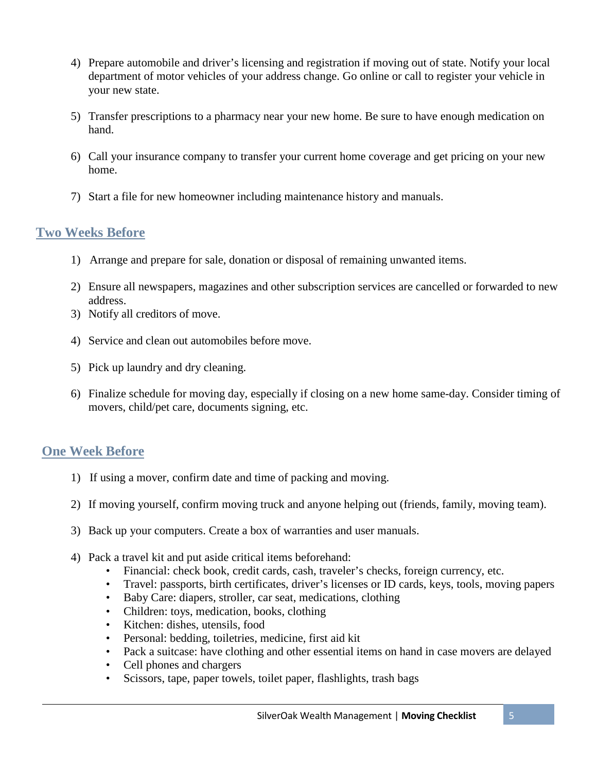4) Prepare automobile and driver's licensing and registration if moving out of state. Notify your local department of motor vehicles of your address change. Go online or call to register your vehicle in your new state.

5) Transfer prescriptions to a pharmacy near your new home. Be sure to have enough medication on hand.

6) Call your insurance company to transfer your current home coverage and get pricing on your new home.

7) Start a file for new homeowner including maintenance history and manuals.

## Two Weeks Before

1) Arrange and prepare for sale, donation or disposal of remaining unwanted items.

2) Ensure all newspapers, magazines and other subscription services are cancelled or forwarded to new address.

3) Notify all creditors of move.

4) Service and clean out automobiles before move.

5) Pick up laundry and dry cleaning.

6) Finalize schedule for moving day, especially if closing on a new home same-day. Consider timing of movers, child/pet care, documents signing, etc.

## One Week Before

1) If using a mover, confirm date and time of packing and moving.

2) If moving yourself, confirm moving truck and anyone helping out (friends, family, moving team).

3) Back up your computers. Create a box of warranties and user manuals.

4) Pack a travel kit and put aside critical items beforehand:
   - Financial: check book, credit cards, cash, traveler's checks, foreign currency, etc.
   - Travel: passports, birth certificates, driver's licenses or ID cards, keys, tools, moving papers
   - Baby Care: diapers, stroller, car seat, medications, clothing
   - Children: toys, medication, books, clothing
   - Kitchen: dishes, utensils, food
   - Personal: bedding, toiletries, medicine, first aid kit
   - Pack a suitcase: have clothing and other essential items on hand in case movers are delayed
   - Cell phones and chargers
   - Scissors, tape, paper towels, toilet paper, flashlights, trash bags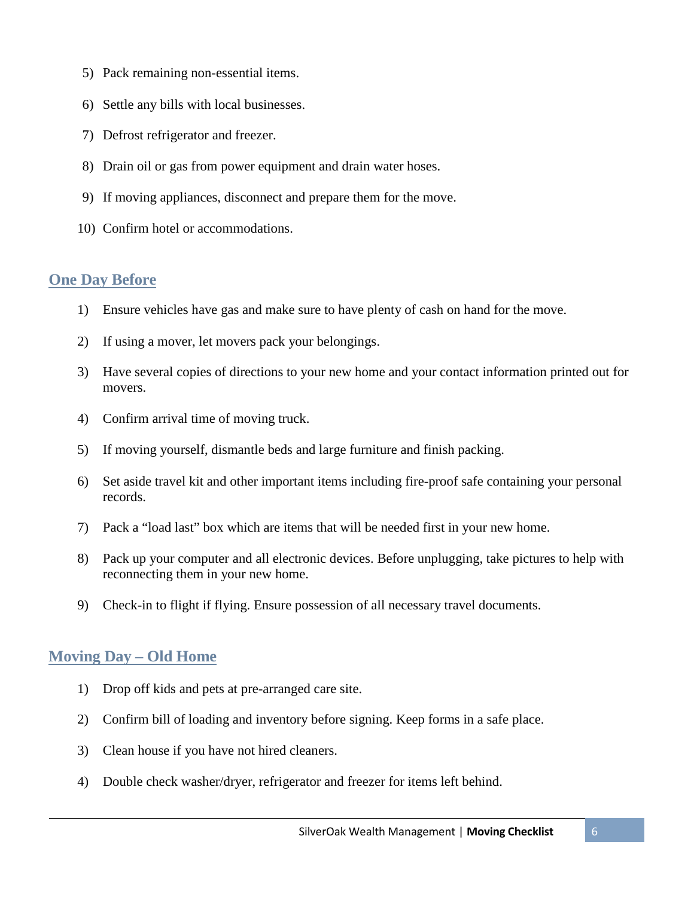5) Pack remaining non-essential items.

6) Settle any bills with local businesses.

7) Defrost refrigerator and freezer.

8) Drain oil or gas from power equipment and drain water hoses.

9) If moving appliances, disconnect and prepare them for the move.

10) Confirm hotel or accommodations.

## One Day Before

1) Ensure vehicles have gas and make sure to have plenty of cash on hand for the move.

2) If using a mover, let movers pack your belongings.

3) Have several copies of directions to your new home and your contact information printed out for movers.

4) Confirm arrival time of moving truck.

5) If moving yourself, dismantle beds and large furniture and finish packing.

6) Set aside travel kit and other important items including fire-proof safe containing your personal records.

7) Pack a "load last" box which are items that will be needed first in your new home.

8) Pack up your computer and all electronic devices. Before unplugging, take pictures to help with reconnecting them in your new home.

9) Check-in to flight if flying. Ensure possession of all necessary travel documents.

## Moving Day – Old Home

1) Drop off kids and pets at pre-arranged care site.

2) Confirm bill of loading and inventory before signing. Keep forms in a safe place.

3) Clean house if you have not hired cleaners.

4) Double check washer/dryer, refrigerator and freezer for items left behind.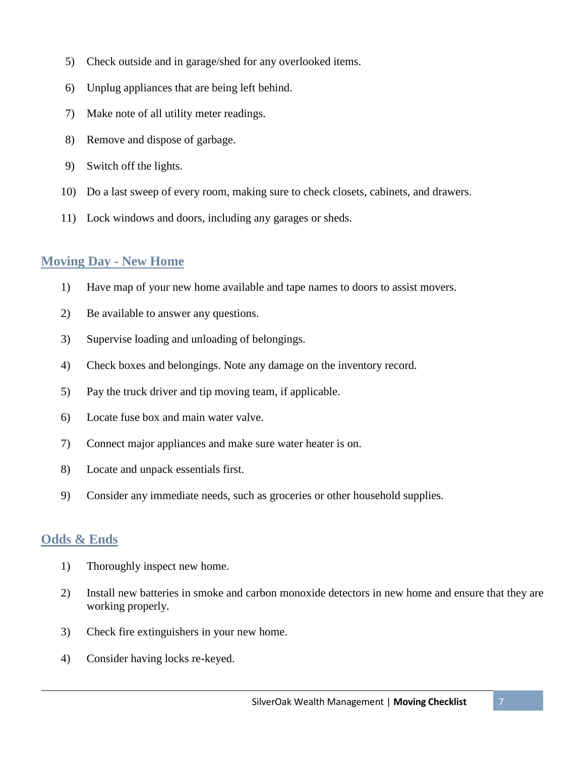5) Check outside and in garage/shed for any overlooked items.
6) Unplug appliances that are being left behind.
7) Make note of all utility meter readings.
8) Remove and dispose of garbage.
9) Switch off the lights.
10) Do a last sweep of every room, making sure to check closets, cabinets, and drawers.
11) Lock windows and doors, including any garages or sheds.

## Moving Day - New Home

1) Have map of your new home available and tape names to doors to assist movers.
2) Be available to answer any questions.
3) Supervise loading and unloading of belongings.
4) Check boxes and belongings. Note any damage on the inventory record.
5) Pay the truck driver and tip moving team, if applicable.
6) Locate fuse box and main water valve.
7) Connect major appliances and make sure water heater is on.
8) Locate and unpack essentials first.
9) Consider any immediate needs, such as groceries or other household supplies.

## Odds & Ends

1) Thoroughly inspect new home.
2) Install new batteries in smoke and carbon monoxide detectors in new home and ensure that they are working properly.
3) Check fire extinguishers in your new home.
4) Consider having locks re-keyed.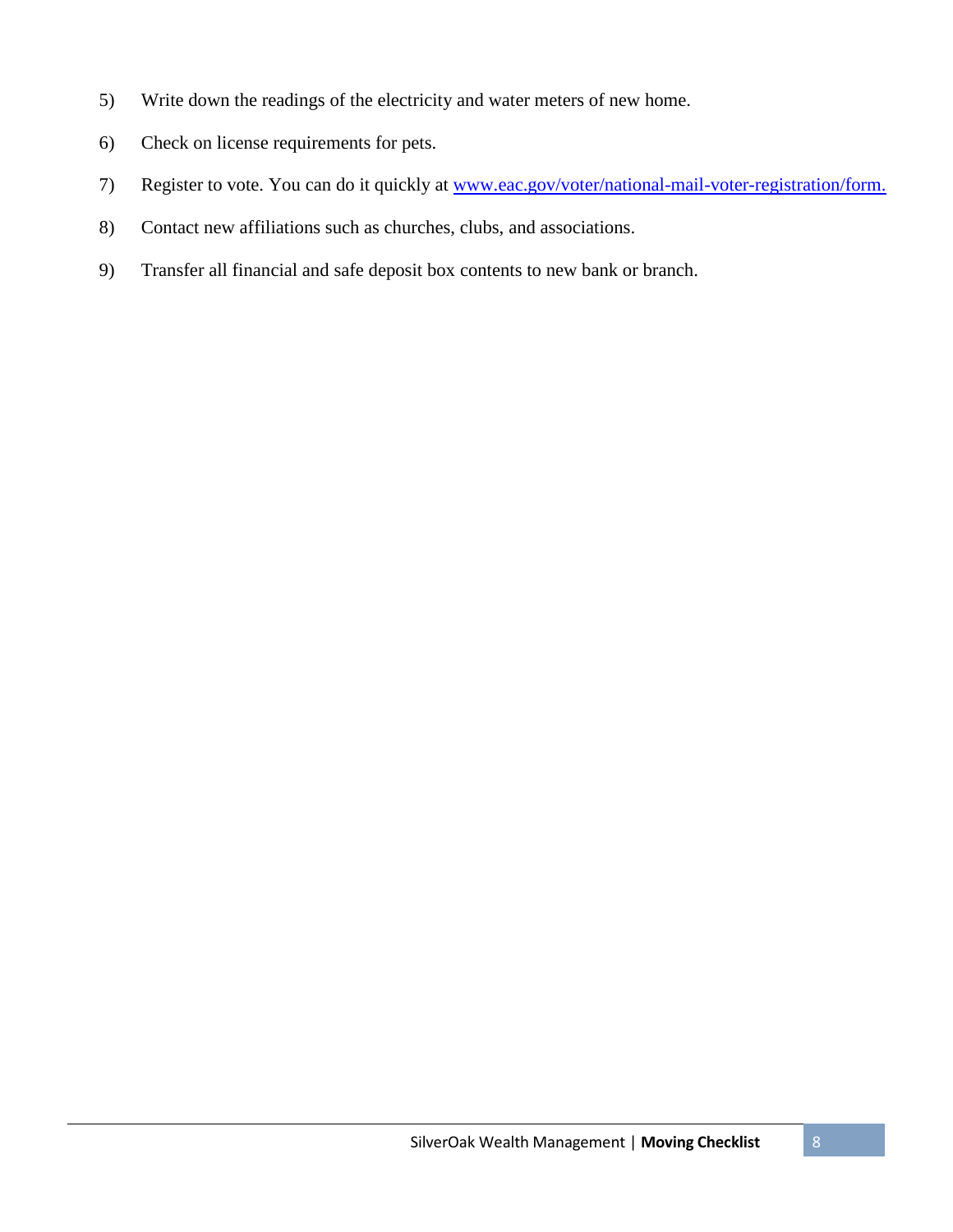5) Write down the readings of the electricity and water meters of new home.

6) Check on license requirements for pets.

7) Register to vote. You can do it quickly at [www.eac.gov/voter/national-mail-voter-registration/form.](www.eac.gov/voter/national-mail-voter-registration/form)

8) Contact new affiliations such as churches, clubs, and associations.

9) Transfer all financial and safe deposit box contents to new bank or branch.